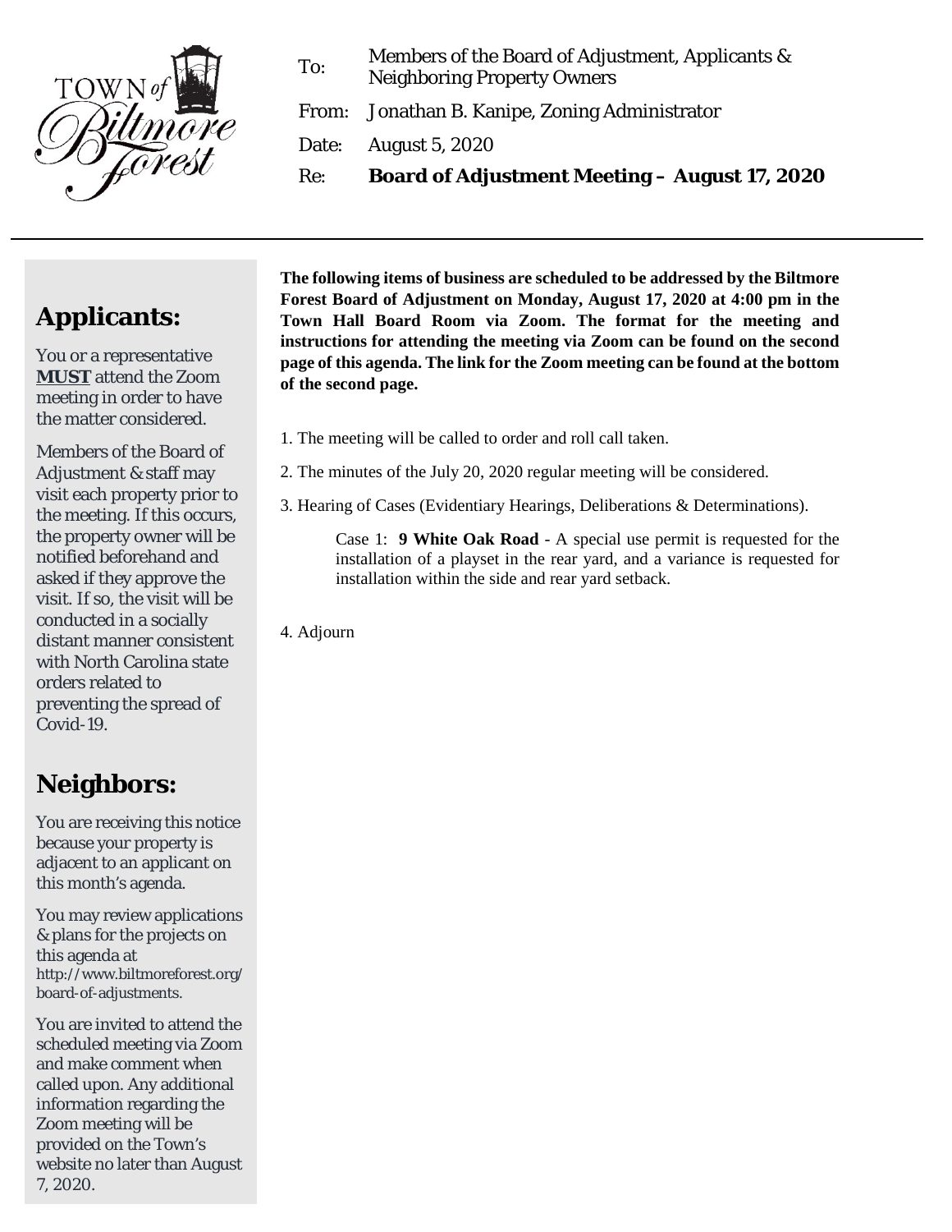TOWN of Biltmore Forest

| | |
|---|---|
| To: | Members of the Board of Adjustment, Applicants & Neighboring Property Owners |
| From: | Jonathan B. Kanipe, Zoning Administrator |
| Date: | August 5, 2020 |
| Re: | **Board of Adjustment Meeting – August 17, 2020** |

---

**The following items of business are scheduled to be addressed by the Biltmore Forest Board of Adjustment on Monday, August 17, 2020 at 4:00 pm in the Town Hall Board Room via Zoom. The format for the meeting and instructions for attending the meeting via Zoom can be found on the second page of this agenda. The link for the Zoom meeting can be found at the bottom of the second page.**

1. The meeting will be called to order and roll call taken.
2. The minutes of the July 20, 2020 regular meeting will be considered.
3. Hearing of Cases (Evidentiary Hearings, Deliberations & Determinations).

   Case 1: **9 White Oak Road** - A special use permit is requested for the installation of a playset in the rear yard, and a variance is requested for installation within the side and rear yard setback.

4. Adjourn

## Applicants:

You or a representative **MUST** attend the Zoom meeting in order to have the matter considered.

Members of the Board of Adjustment & staff may visit each property prior to the meeting. If this occurs, the property owner will be notified beforehand and asked if they approve the visit. If so, the visit will be conducted in a socially distant manner consistent with North Carolina state orders related to preventing the spread of Covid-19.

## Neighbors:

You are receiving this notice because your property is adjacent to an applicant on this month's agenda.

You may review applications & plans for the projects on this agenda at http://www.biltmoreforest.org/board-of-adjustments.

You are invited to attend the scheduled meeting via Zoom and make comment when called upon. Any additional information regarding the Zoom meeting will be provided on the Town's website no later than August 7, 2020.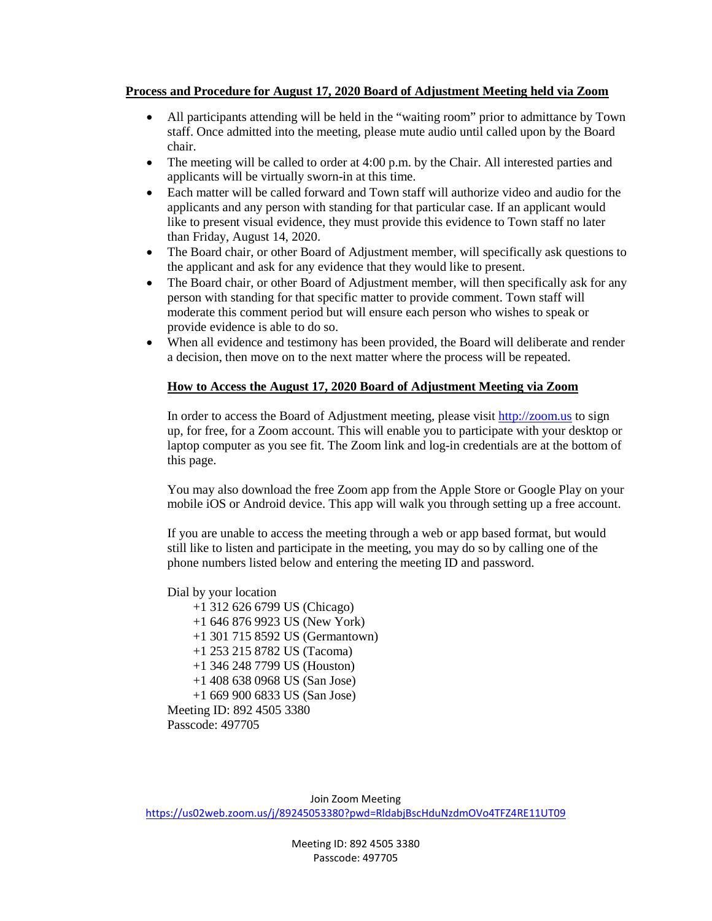**Process and Procedure for August 17, 2020 Board of Adjustment Meeting held via Zoom**

- All participants attending will be held in the "waiting room" prior to admittance by Town staff. Once admitted into the meeting, please mute audio until called upon by the Board chair.
- The meeting will be called to order at 4:00 p.m. by the Chair. All interested parties and applicants will be virtually sworn-in at this time.
- Each matter will be called forward and Town staff will authorize video and audio for the applicants and any person with standing for that particular case. If an applicant would like to present visual evidence, they must provide this evidence to Town staff no later than Friday, August 14, 2020.
- The Board chair, or other Board of Adjustment member, will specifically ask questions to the applicant and ask for any evidence that they would like to present.
- The Board chair, or other Board of Adjustment member, will then specifically ask for any person with standing for that specific matter to provide comment. Town staff will moderate this comment period but will ensure each person who wishes to speak or provide evidence is able to do so.
- When all evidence and testimony has been provided, the Board will deliberate and render a decision, then move on to the next matter where the process will be repeated.

**How to Access the August 17, 2020 Board of Adjustment Meeting via Zoom**

In order to access the Board of Adjustment meeting, please visit http://zoom.us to sign up, for free, for a Zoom account. This will enable you to participate with your desktop or laptop computer as you see fit. The Zoom link and log-in credentials are at the bottom of this page.

You may also download the free Zoom app from the Apple Store or Google Play on your mobile iOS or Android device. This app will walk you through setting up a free account.

If you are unable to access the meeting through a web or app based format, but would still like to listen and participate in the meeting, you may do so by calling one of the phone numbers listed below and entering the meeting ID and password.

Dial by your location
+1 312 626 6799 US (Chicago)
+1 646 876 9923 US (New York)
+1 301 715 8592 US (Germantown)
+1 253 215 8782 US (Tacoma)
+1 346 248 7799 US (Houston)
+1 408 638 0968 US (San Jose)
+1 669 900 6833 US (San Jose)
Meeting ID: 892 4505 3380
Passcode: 497705

Join Zoom Meeting
https://us02web.zoom.us/j/89245053380?pwd=RldabjBscHduNzdmOVo4TFZ4RE11UT09

Meeting ID: 892 4505 3380
Passcode: 497705